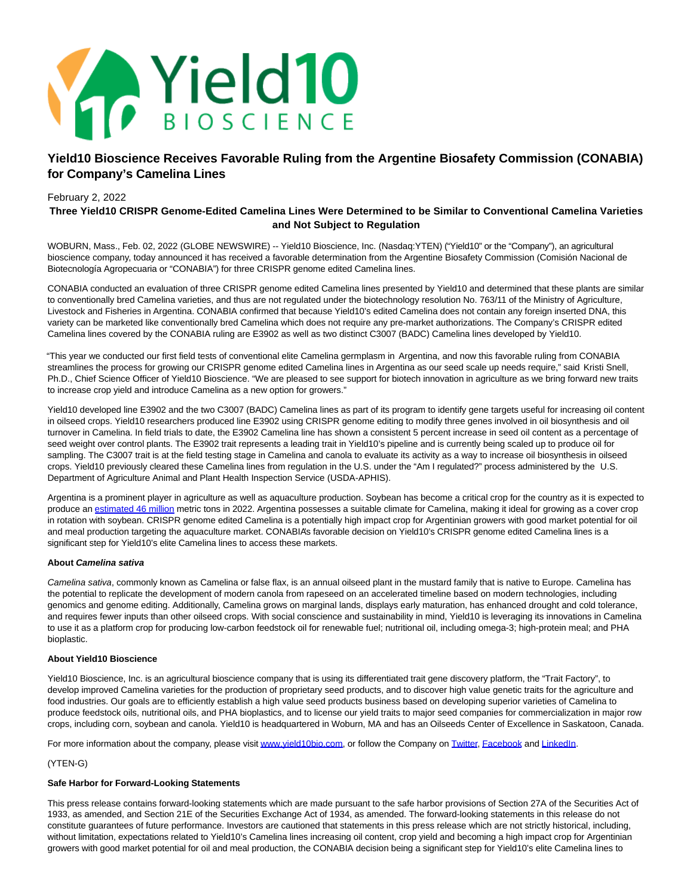# Yield10 Bioscience Receives Favorable Ruling from the Argentine Biosafety Commission (CONABIA) for Company's Camelina Lines

February 2, 2022

**Three Yield10 CRISPR Genome-Edited Camelina Lines Were Determined to be Similar to Conventional Camelina Varieties and Not Subject to Regulation**

WOBURN, Mass., Feb. 02, 2022 (GLOBE NEWSWIRE) -- Yield10 Bioscience, Inc. (Nasdaq:YTEN) ("Yield10" or the "Company"), an agricultural bioscience company, today announced it has received a favorable determination from the Argentine Biosafety Commission (Comisión Nacional de Biotecnología Agropecuaria or "CONABIA") for three CRISPR genome edited Camelina lines.

CONABIA conducted an evaluation of three CRISPR genome edited Camelina lines presented by Yield10 and determined that these plants are similar to conventionally bred Camelina varieties, and thus are not regulated under the biotechnology resolution No. 763/11 of the Ministry of Agriculture, Livestock and Fisheries in Argentina. CONABIA confirmed that because Yield10's edited Camelina does not contain any foreign inserted DNA, this variety can be marketed like conventionally bred Camelina which does not require any pre-market authorizations. The Company's CRISPR edited Camelina lines covered by the CONABIA ruling are E3902 as well as two distinct C3007 (BADC) Camelina lines developed by Yield10.

"This year we conducted our first field tests of conventional elite Camelina germplasm in Argentina, and now this favorable ruling from CONABIA streamlines the process for growing our CRISPR genome edited Camelina lines in Argentina as our seed scale up needs require," said Kristi Snell, Ph.D., Chief Science Officer of Yield10 Bioscience. "We are pleased to see support for biotech innovation in agriculture as we bring forward new traits to increase crop yield and introduce Camelina as a new option for growers."

Yield10 developed line E3902 and the two C3007 (BADC) Camelina lines as part of its program to identify gene targets useful for increasing oil content in oilseed crops. Yield10 researchers produced line E3902 using CRISPR genome editing to modify three genes involved in oil biosynthesis and oil turnover in Camelina. In field trials to date, the E3902 Camelina line has shown a consistent 5 percent increase in seed oil content as a percentage of seed weight over control plants. The E3902 trait represents a leading trait in Yield10's pipeline and is currently being scaled up to produce oil for sampling. The C3007 trait is at the field testing stage in Camelina and canola to evaluate its activity as a way to increase oil biosynthesis in oilseed crops. Yield10 previously cleared these Camelina lines from regulation in the U.S. under the "Am I regulated?" process administered by the U.S. Department of Agriculture Animal and Plant Health Inspection Service (USDA-APHIS).

Argentina is a prominent player in agriculture as well as aquaculture production. Soybean has become a critical crop for the country as it is expected to produce an estimated 46 million metric tons in 2022. Argentina possesses a suitable climate for Camelina, making it ideal for growing as a cover crop in rotation with soybean. CRISPR genome edited Camelina is a potentially high impact crop for Argentinian growers with good market potential for oil and meal production targeting the aquaculture market. CONABIA's favorable decision on Yield10's CRISPR genome edited Camelina lines is a significant step for Yield10's elite Camelina lines to access these markets.

**About *Camelina sativa***

*Camelina sativa*, commonly known as Camelina or false flax, is an annual oilseed plant in the mustard family that is native to Europe. Camelina has the potential to replicate the development of modern canola from rapeseed on an accelerated timeline based on modern technologies, including genomics and genome editing. Additionally, Camelina grows on marginal lands, displays early maturation, has enhanced drought and cold tolerance, and requires fewer inputs than other oilseed crops. With social conscience and sustainability in mind, Yield10 is leveraging its innovations in Camelina to use it as a platform crop for producing low-carbon feedstock oil for renewable fuel; nutritional oil, including omega-3; high-protein meal; and PHA bioplastic.

**About Yield10 Bioscience**

Yield10 Bioscience, Inc. is an agricultural bioscience company that is using its differentiated trait gene discovery platform, the "Trait Factory", to develop improved Camelina varieties for the production of proprietary seed products, and to discover high value genetic traits for the agriculture and food industries. Our goals are to efficiently establish a high value seed products business based on developing superior varieties of Camelina to produce feedstock oils, nutritional oils, and PHA bioplastics, and to license our yield traits to major seed companies for commercialization in major row crops, including corn, soybean and canola. Yield10 is headquartered in Woburn, MA and has an Oilseeds Center of Excellence in Saskatoon, Canada.

For more information about the company, please visit www.yield10bio.com, or follow the Company on Twitter, Facebook and LinkedIn.

(YTEN-G)

**Safe Harbor for Forward-Looking Statements**

This press release contains forward-looking statements which are made pursuant to the safe harbor provisions of Section 27A of the Securities Act of 1933, as amended, and Section 21E of the Securities Exchange Act of 1934, as amended. The forward-looking statements in this release do not constitute guarantees of future performance. Investors are cautioned that statements in this press release which are not strictly historical, including, without limitation, expectations related to Yield10's Camelina lines increasing oil content, crop yield and becoming a high impact crop for Argentinian growers with good market potential for oil and meal production, the CONABIA decision being a significant step for Yield10's elite Camelina lines to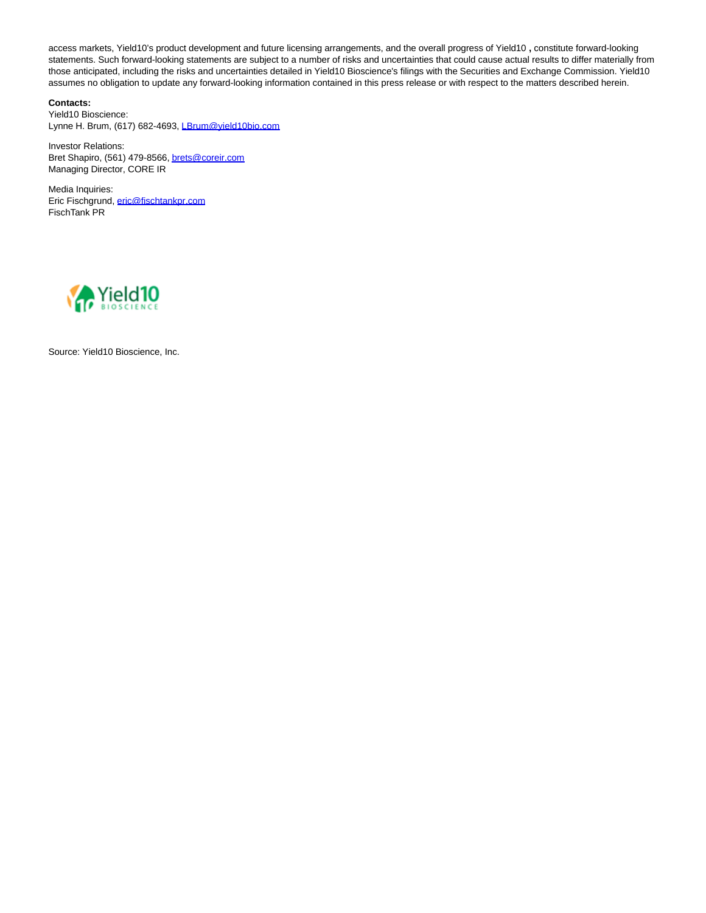access markets, Yield10's product development and future licensing arrangements, and the overall progress of Yield10 **,** constitute forward-looking statements. Such forward-looking statements are subject to a number of risks and uncertainties that could cause actual results to differ materially from those anticipated, including the risks and uncertainties detailed in Yield10 Bioscience's filings with the Securities and Exchange Commission. Yield10 assumes no obligation to update any forward-looking information contained in this press release or with respect to the matters described herein.

**Contacts:**
Yield10 Bioscience:
Lynne H. Brum, (617) 682-4693, LBrum@yield10bio.com

Investor Relations:
Bret Shapiro, (561) 479-8566, brets@coreir.com
Managing Director, CORE IR

Media Inquiries:
Eric Fischgrund, eric@fischtankpr.com
FischTank PR

Source: Yield10 Bioscience, Inc.